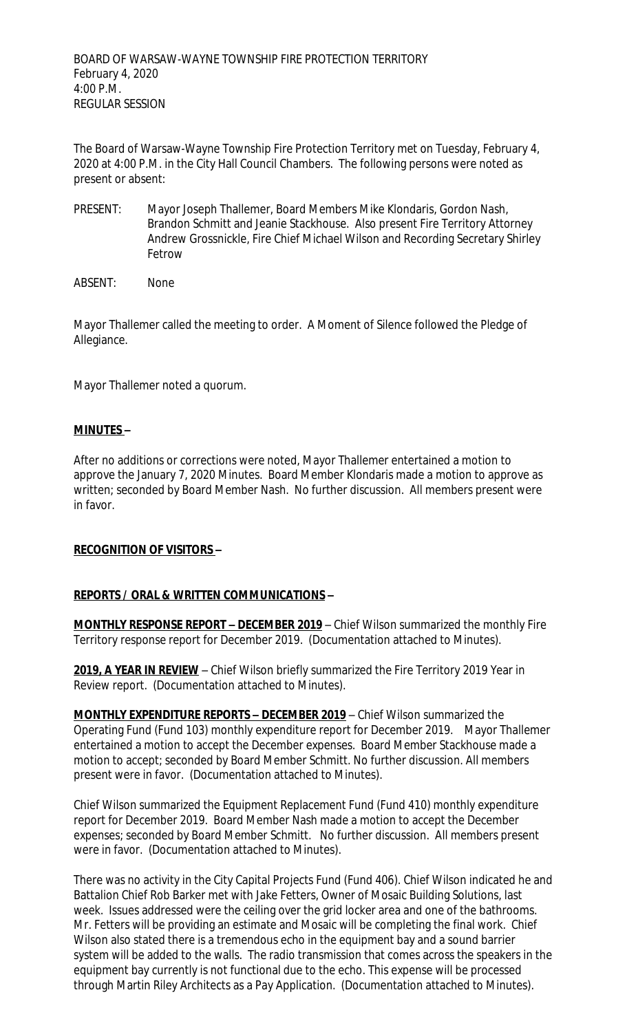BOARD OF WARSAW-WAYNE TOWNSHIP FIRE PROTECTION TERRITORY
February 4, 2020
4:00 P.M.
REGULAR SESSION

The Board of Warsaw-Wayne Township Fire Protection Territory met on Tuesday, February 4, 2020 at 4:00 P.M. in the City Hall Council Chambers. The following persons were noted as present or absent:

PRESENT: Mayor Joseph Thallemer, Board Members Mike Klondaris, Gordon Nash, Brandon Schmitt and Jeanie Stackhouse. Also present Fire Territory Attorney Andrew Grossnickle, Fire Chief Michael Wilson and Recording Secretary Shirley Fetrow

ABSENT: None

Mayor Thallemer called the meeting to order. A Moment of Silence followed the Pledge of Allegiance.

Mayor Thallemer noted a quorum.

**MINUTES –**

After no additions or corrections were noted, Mayor Thallemer entertained a motion to approve the January 7, 2020 Minutes. Board Member Klondaris made a motion to approve as written; seconded by Board Member Nash. No further discussion. All members present were in favor.

**RECOGNITION OF VISITORS –**

**REPORTS / ORAL & WRITTEN COMMUNICATIONS –**

**MONTHLY RESPONSE REPORT – DECEMBER 2019** – Chief Wilson summarized the monthly Fire Territory response report for December 2019. (Documentation attached to Minutes).

**2019, A YEAR IN REVIEW** – Chief Wilson briefly summarized the Fire Territory 2019 Year in Review report. (Documentation attached to Minutes).

**MONTHLY EXPENDITURE REPORTS – DECEMBER 2019** – Chief Wilson summarized the Operating Fund (Fund 103) monthly expenditure report for December 2019. Mayor Thallemer entertained a motion to accept the December expenses. Board Member Stackhouse made a motion to accept; seconded by Board Member Schmitt. No further discussion. All members present were in favor. (Documentation attached to Minutes).

Chief Wilson summarized the Equipment Replacement Fund (Fund 410) monthly expenditure report for December 2019. Board Member Nash made a motion to accept the December expenses; seconded by Board Member Schmitt. No further discussion. All members present were in favor. (Documentation attached to Minutes).

There was no activity in the City Capital Projects Fund (Fund 406). Chief Wilson indicated he and Battalion Chief Rob Barker met with Jake Fetters, Owner of Mosaic Building Solutions, last week. Issues addressed were the ceiling over the grid locker area and one of the bathrooms. Mr. Fetters will be providing an estimate and Mosaic will be completing the final work. Chief Wilson also stated there is a tremendous echo in the equipment bay and a sound barrier system will be added to the walls. The radio transmission that comes across the speakers in the equipment bay currently is not functional due to the echo. This expense will be processed through Martin Riley Architects as a Pay Application. (Documentation attached to Minutes).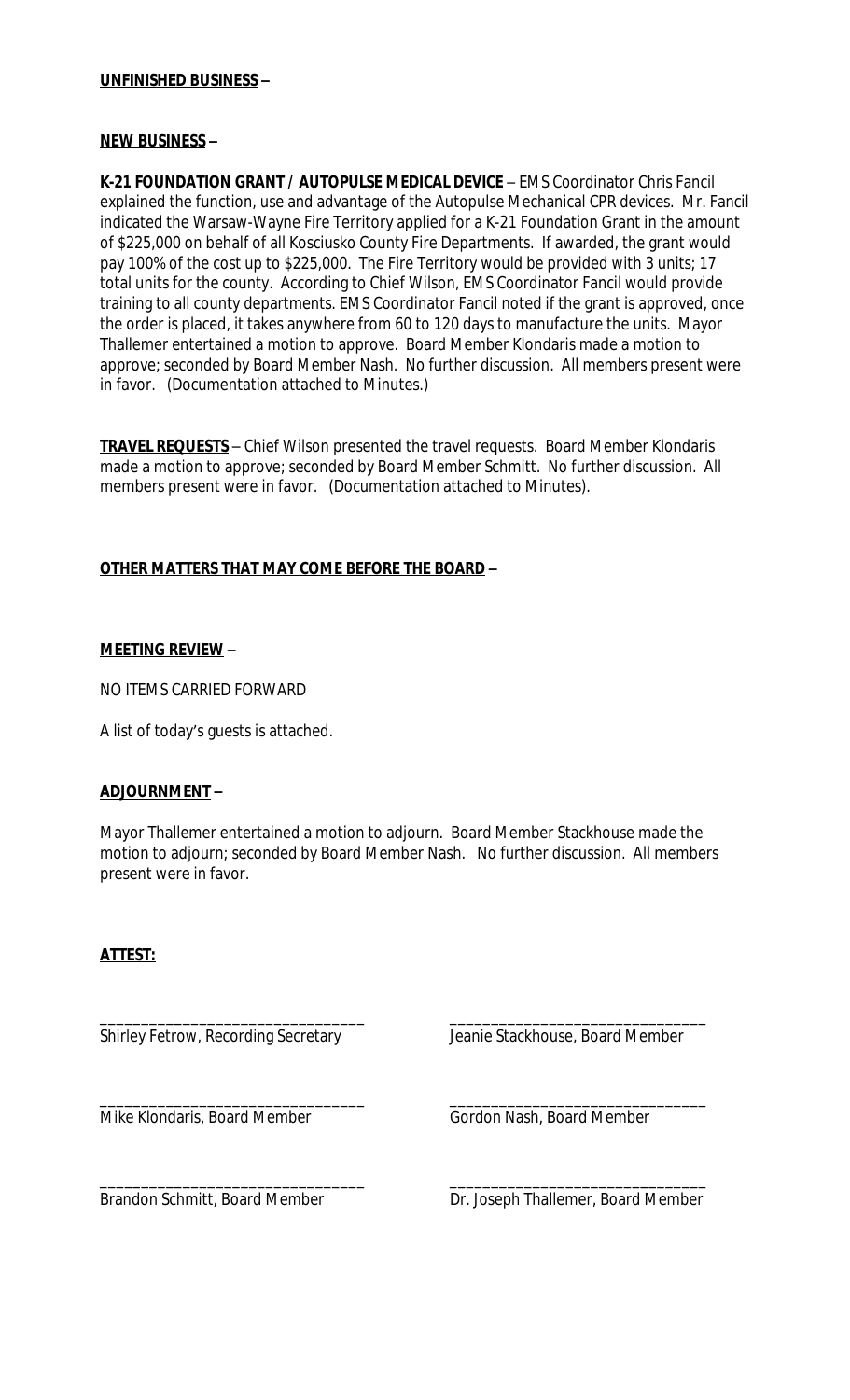**UNFINISHED BUSINESS –**

**NEW BUSINESS –**

**K-21 FOUNDATION GRANT / AUTOPULSE MEDICAL DEVICE** – EMS Coordinator Chris Fancil explained the function, use and advantage of the Autopulse Mechanical CPR devices. Mr. Fancil indicated the Warsaw-Wayne Fire Territory applied for a K-21 Foundation Grant in the amount of $225,000 on behalf of all Kosciusko County Fire Departments. If awarded, the grant would pay 100% of the cost up to $225,000. The Fire Territory would be provided with 3 units; 17 total units for the county. According to Chief Wilson, EMS Coordinator Fancil would provide training to all county departments. EMS Coordinator Fancil noted if the grant is approved, once the order is placed, it takes anywhere from 60 to 120 days to manufacture the units. Mayor Thallemer entertained a motion to approve. Board Member Klondaris made a motion to approve; seconded by Board Member Nash. No further discussion. All members present were in favor. (Documentation attached to Minutes.)

**TRAVEL REQUESTS** – Chief Wilson presented the travel requests. Board Member Klondaris made a motion to approve; seconded by Board Member Schmitt. No further discussion. All members present were in favor. (Documentation attached to Minutes).

**OTHER MATTERS THAT MAY COME BEFORE THE BOARD –**

**MEETING REVIEW –**

NO ITEMS CARRIED FORWARD

A list of today's guests is attached.

**ADJOURNMENT –**

Mayor Thallemer entertained a motion to adjourn. Board Member Stackhouse made the motion to adjourn; seconded by Board Member Nash. No further discussion. All members present were in favor.

**ATTEST:**

| | |
|---|---|
| ______________________________ | ______________________________ |
| Shirley Fetrow, Recording Secretary | Jeanie Stackhouse, Board Member |
| ______________________________ | ______________________________ |
| Mike Klondaris, Board Member | Gordon Nash, Board Member |
| ______________________________ | ______________________________ |
| Brandon Schmitt, Board Member | Dr. Joseph Thallemer, Board Member |